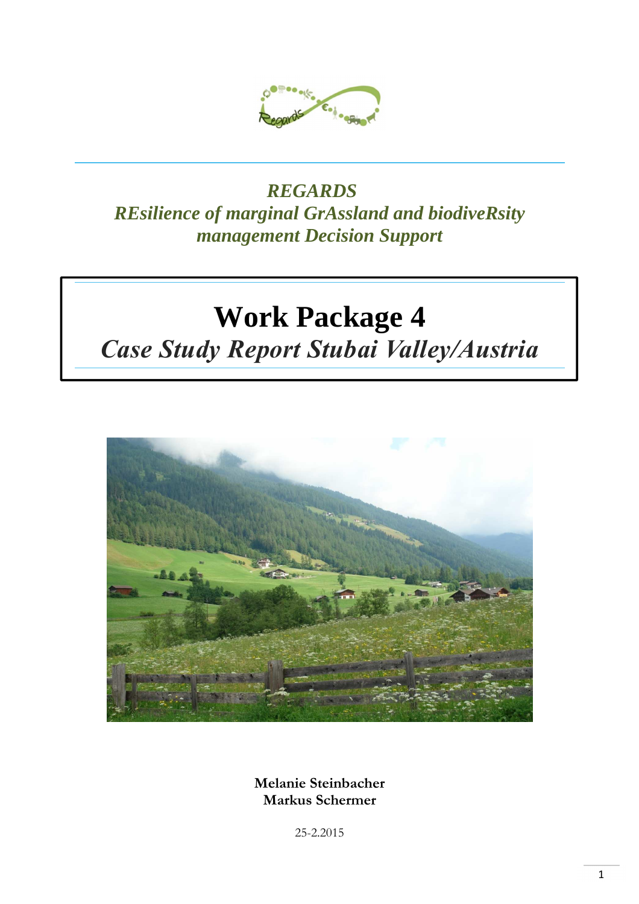**REGARDS**
***REsilience of marginal GrAssland and biodiveRsity management Decision Support***

# Work Package 4

## *Case Study Report Stubai Valley/Austria*

**Melanie Steinbacher**
**Markus Schermer**

25-2.2015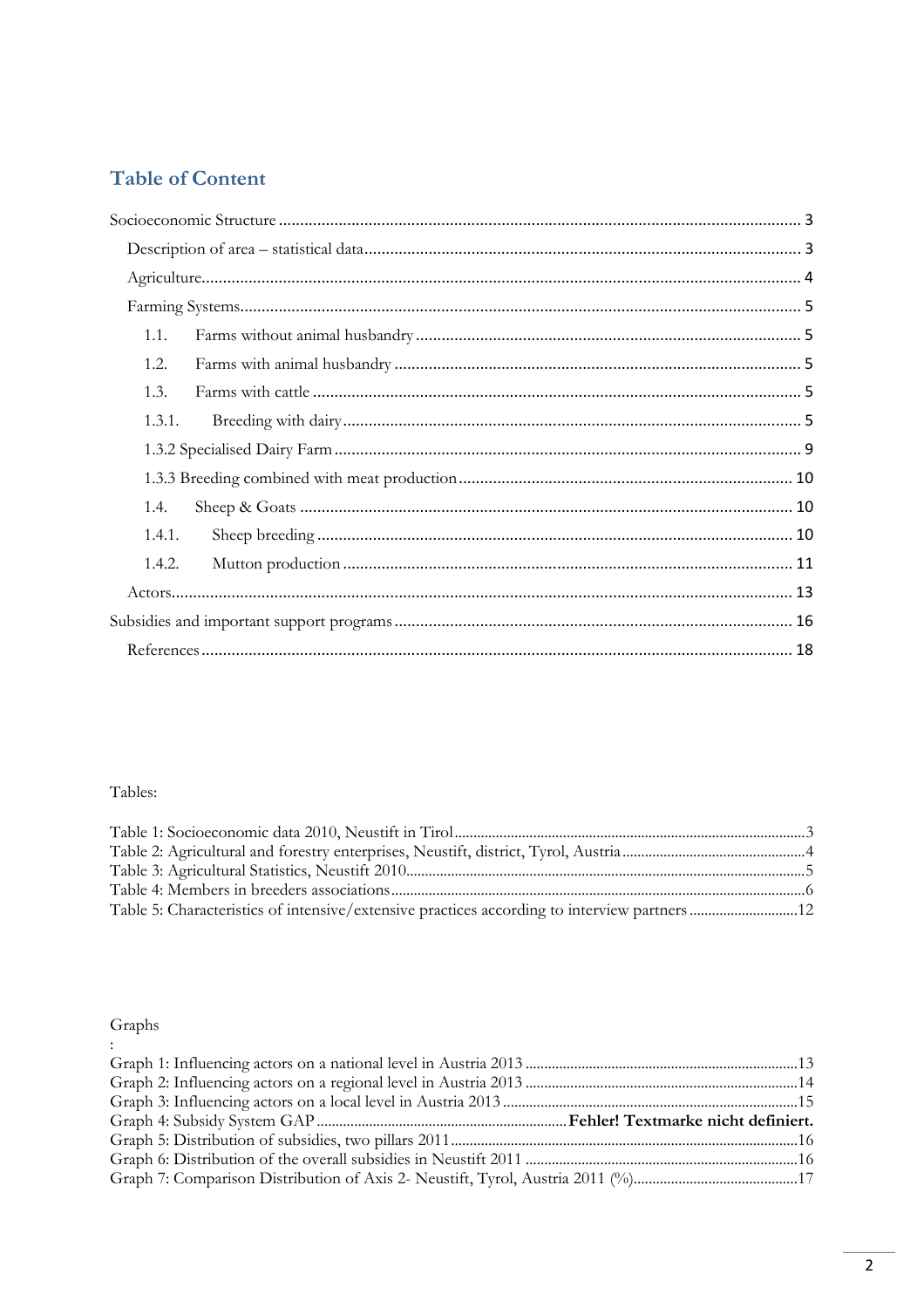## Table of Content

Socioeconomic Structure ........................................................................................................ 3

Description of area – statistical data ..................................................................................... 3

Agriculture........................................................................................................................... 4

Farming Systems.................................................................................................................. 5

1.1. Farms without animal husbandry .......................................................................... 5

1.2. Farms with animal husbandry .............................................................................. 5

1.3. Farms with cattle ................................................................................................. 5

1.3.1. Breeding with dairy .......................................................................................... 5

1.3.2 Specialised Dairy Farm ............................................................................................ 9

1.3.3 Breeding combined with meat production ............................................................. 10

1.4. Sheep & Goats .................................................................................................. 10

1.4.1. Sheep breeding .............................................................................................. 10

1.4.2. Mutton production ........................................................................................ 11

Actors................................................................................................................................ 13

Subsidies and important support programs ............................................................................ 16

References ......................................................................................................................... 18

Tables:

Table 1: Socioeconomic data 2010, Neustift in Tirol ............................................................................................3
Table 2: Agricultural and forestry enterprises, Neustift, district, Tyrol, Austria ................................................4
Table 3: Agricultural Statistics, Neustift 2010..........................................................................................................5
Table 4: Members in breeders associations .............................................................................................................6
Table 5: Characteristics of intensive/extensive practices according to interview partners ............................12

Graphs
:
Graph 1: Influencing actors on a national level in Austria 2013 .......................................................................13
Graph 2: Influencing actors on a regional level in Austria 2013 .......................................................................14
Graph 3: Influencing actors on a local level in Austria 2013 .............................................................................15
Graph 4: Subsidy System GAP .................................................................. **Fehler! Textmarke nicht definiert.**
Graph 5: Distribution of subsidies, two pillars 2011 ...........................................................................................16
Graph 6: Distribution of the overall subsidies in Neustift 2011 .......................................................................16
Graph 7: Comparison Distribution of Axis 2- Neustift, Tyrol, Austria 2011 (%)...........................................17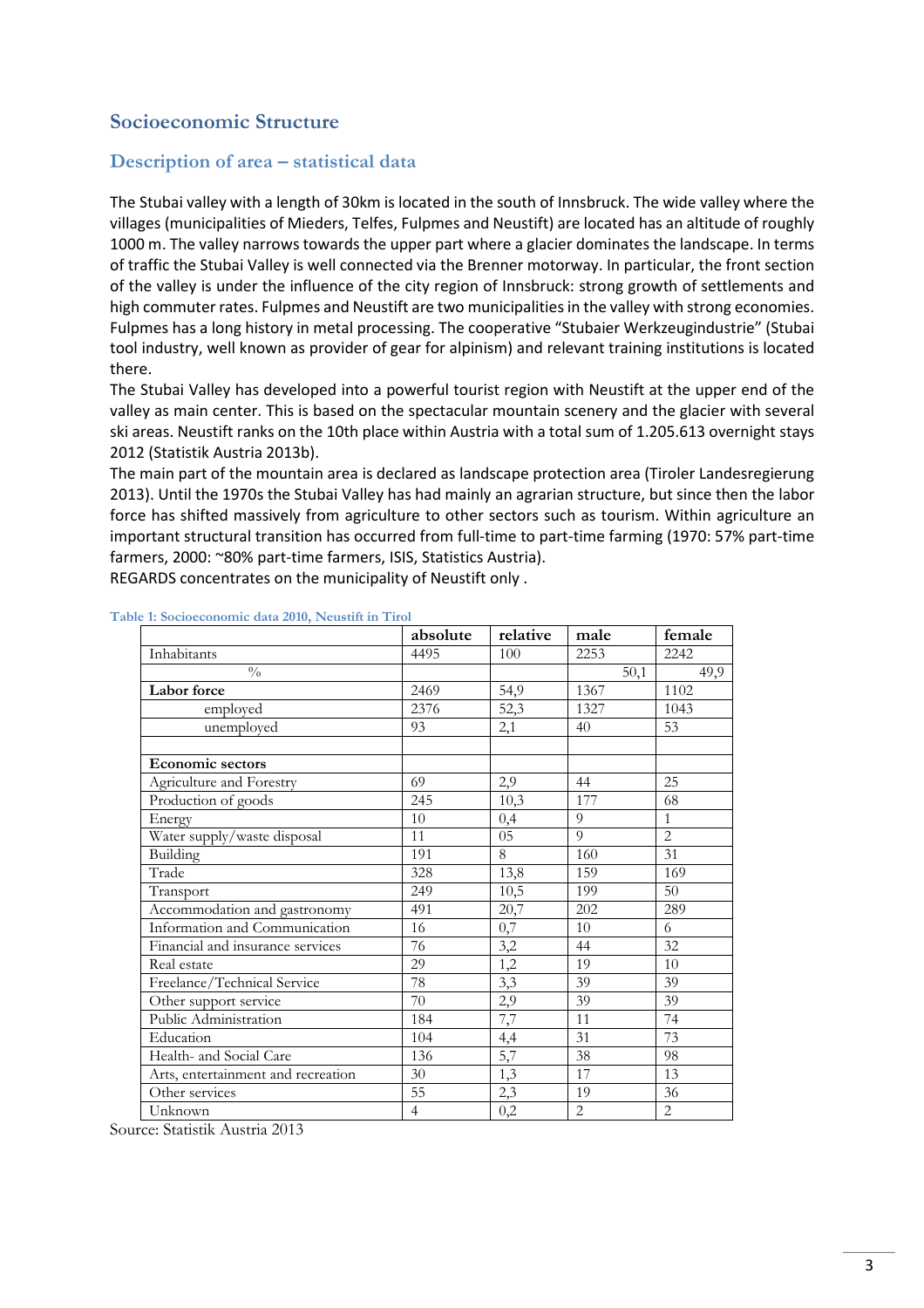## Socioeconomic Structure

### Description of area – statistical data

The Stubai valley with a length of 30km is located in the south of Innsbruck. The wide valley where the villages (municipalities of Mieders, Telfes, Fulpmes and Neustift) are located has an altitude of roughly 1000 m. The valley narrows towards the upper part where a glacier dominates the landscape. In terms of traffic the Stubai Valley is well connected via the Brenner motorway. In particular, the front section of the valley is under the influence of the city region of Innsbruck: strong growth of settlements and high commuter rates. Fulpmes and Neustift are two municipalities in the valley with strong economies. Fulpmes has a long history in metal processing. The cooperative "Stubaier Werkzeugindustrie" (Stubai tool industry, well known as provider of gear for alpinism) and relevant training institutions is located there.

The Stubai Valley has developed into a powerful tourist region with Neustift at the upper end of the valley as main center. This is based on the spectacular mountain scenery and the glacier with several ski areas. Neustift ranks on the 10th place within Austria with a total sum of 1.205.613 overnight stays 2012 (Statistik Austria 2013b).

The main part of the mountain area is declared as landscape protection area (Tiroler Landesregierung 2013). Until the 1970s the Stubai Valley has had mainly an agrarian structure, but since then the labor force has shifted massively from agriculture to other sectors such as tourism. Within agriculture an important structural transition has occurred from full-time to part-time farming (1970: 57% part-time farmers, 2000: ~80% part-time farmers, ISIS, Statistics Austria).

REGARDS concentrates on the municipality of Neustift only .

Table 1: Socioeconomic data 2010, Neustift in Tirol

| | absolute | relative | male | female |
|---|---|---|---|---|
| Inhabitants | 4495 | 100 | 2253 | 2242 |
| % | | | 50,1 | 49,9 |
| **Labor force** | 2469 | 54,9 | 1367 | 1102 |
| employed | 2376 | 52,3 | 1327 | 1043 |
| unemployed | 93 | 2,1 | 40 | 53 |
| | | | | |
| **Economic sectors** | | | | |
| Agriculture and Forestry | 69 | 2,9 | 44 | 25 |
| Production of goods | 245 | 10,3 | 177 | 68 |
| Energy | 10 | 0,4 | 9 | 1 |
| Water supply/waste disposal | 11 | 05 | 9 | 2 |
| Building | 191 | 8 | 160 | 31 |
| Trade | 328 | 13,8 | 159 | 169 |
| Transport | 249 | 10,5 | 199 | 50 |
| Accommodation and gastronomy | 491 | 20,7 | 202 | 289 |
| Information and Communication | 16 | 0,7 | 10 | 6 |
| Financial and insurance services | 76 | 3,2 | 44 | 32 |
| Real estate | 29 | 1,2 | 19 | 10 |
| Freelance/Technical Service | 78 | 3,3 | 39 | 39 |
| Other support service | 70 | 2,9 | 39 | 39 |
| Public Administration | 184 | 7,7 | 11 | 74 |
| Education | 104 | 4,4 | 31 | 73 |
| Health- and Social Care | 136 | 5,7 | 38 | 98 |
| Arts, entertainment and recreation | 30 | 1,3 | 17 | 13 |
| Other services | 55 | 2,3 | 19 | 36 |
| Unknown | 4 | 0,2 | 2 | 2 |

Source: Statistik Austria 2013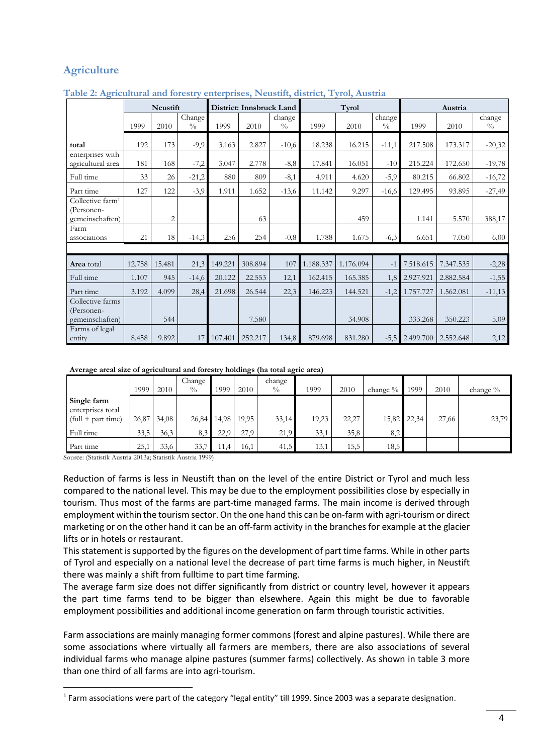## Agriculture

**Table 2: Agricultural and forestry enterprises, Neustift, district, Tyrol, Austria**

| | Neustift | | | District: Innsbruck Land | | | Tyrol | | | Austria | | |
|---|---|---|---|---|---|---|---|---|---|---|---|---|
| | 1999 | 2010 | Change % | 1999 | 2010 | change % | 1999 | 2010 | change % | 1999 | 2010 | change % |
| **total** | 192 | 173 | -9,9 | 3.163 | 2.827 | -10,6 | 18.238 | 16.215 | -11,1 | 217.508 | 173.317 | -20,32 |
| enterprises with agricultural area | 181 | 168 | -7,2 | 3.047 | 2.778 | -8,8 | 17.841 | 16.051 | -10 | 215.224 | 172.650 | -19,78 |
| Full time | 33 | 26 | -21,2 | 880 | 809 | -8,1 | 4.911 | 4.620 | -5,9 | 80.215 | 66.802 | -16,72 |
| Part time | 127 | 122 | -3,9 | 1.911 | 1.652 | -13,6 | 11.142 | 9.297 | -16,6 | 129.495 | 93.895 | -27,49 |
| Collective farm[1] (Personen-gemeinschaften) | | 2 | | | 63 | | | 459 | | 1.141 | 5.570 | 388,17 |
| Farm associations | 21 | 18 | -14,3 | 256 | 254 | -0,8 | 1.788 | 1.675 | -6,3 | 6.651 | 7.050 | 6,00 |
| | | | | | | | | | | | | |
| **Area** total | 12.758 | 15.481 | 21,3 | 149.221 | 308.894 | 107 | 1.188.337 | 1.176.094 | -1 | 7.518.615 | 7.347.535 | -2,28 |
| Full time | 1.107 | 945 | -14,6 | 20.122 | 22.553 | 12,1 | 162.415 | 165.385 | 1,8 | 2.927.921 | 2.882.584 | -1,55 |
| Part time | 3.192 | 4.099 | 28,4 | 21.698 | 26.544 | 22,3 | 146.223 | 144.521 | -1,2 | 1.757.727 | 1.562.081 | -11,13 |
| Collective farms (Personen-gemeinschaften) | | 544 | | | 7.580 | | | 34.908 | | 333.268 | 350.223 | 5,09 |
| Farms of legal entity | 8.458 | 9.892 | 17 | 107.401 | 252.217 | 134,8 | 879.698 | 831.280 | -5,5 | 2.499.700 | 2.552.648 | 2,12 |

**Average areal size of agricultural and forestry holdings (ha total agric area)**

| | 1999 | 2010 | Change % | 1999 | 2010 | change % | 1999 | 2010 | change % | 1999 | 2010 | change % |
|---|---|---|---|---|---|---|---|---|---|---|---|---|
| **Single farm** enterprises total (full + part time) | 26,87 | 34,08 | 26,84 | 14,98 | 19,95 | 33,14 | 19,23 | 22,27 | 15,82 | 22,34 | 27,66 | 23,79 |
| Full time | 33,5 | 36,3 | 8,3 | 22,9 | 27,9 | 21,9 | 33,1 | 35,8 | 8,2 | | | |
| Part time | 25,1 | 33,6 | 33,7 | 11,4 | 16,1 | 41,5 | 13,1 | 15,5 | 18,5 | | | |

Source: (Statistik Austria 2013a; Statistik Austria 1999)

Reduction of farms is less in Neustift than on the level of the entire District or Tyrol and much less compared to the national level. This may be due to the employment possibilities close by especially in tourism. Thus most of the farms are part-time managed farms. The main income is derived through employment within the tourism sector. On the one hand this can be on-farm with agri-tourism or direct marketing or on the other hand it can be an off-farm activity in the branches for example at the glacier lifts or in hotels or restaurant.

This statement is supported by the figures on the development of part time farms. While in other parts of Tyrol and especially on a national level the decrease of part time farms is much higher, in Neustift there was mainly a shift from fulltime to part time farming.

The average farm size does not differ significantly from district or country level, however it appears the part time farms tend to be bigger than elsewhere. Again this might be due to favorable employment possibilities and additional income generation on farm through touristic activities.

Farm associations are mainly managing former commons (forest and alpine pastures). While there are some associations where virtually all farmers are members, there are also associations of several individual farms who manage alpine pastures (summer farms) collectively. As shown in table 3 more than one third of all farms are into agri-tourism.

[1] Farm associations were part of the category "legal entity" till 1999. Since 2003 was a separate designation.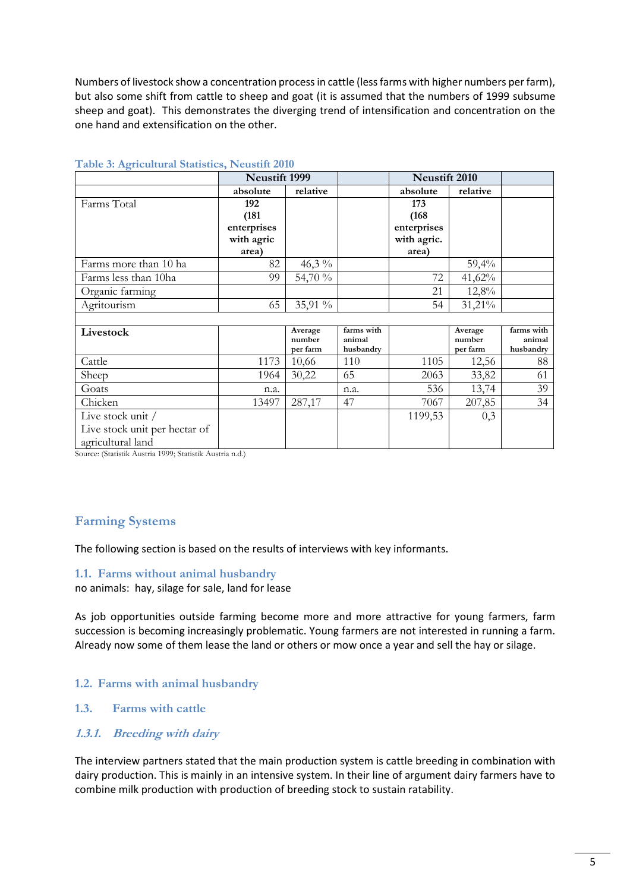Numbers of livestock show a concentration process in cattle (less farms with higher numbers per farm), but also some shift from cattle to sheep and goat (it is assumed that the numbers of 1999 subsume sheep and goat). This demonstrates the diverging trend of intensification and concentration on the one hand and extensification on the other.

**Table 3: Agricultural Statistics, Neustift 2010**

| | Neustift 1999 | | | Neustift 2010 | | |
|---|---|---|---|---|---|---|
| | absolute | relative | | absolute | relative | |
| Farms Total | 192 (181 enterprises with agric area) | | | 173 (168 enterprises with agric. area) | | |
| Farms more than 10 ha | 82 | 46,3 % | | | 59,4% | |
| Farms less than 10ha | 99 | 54,70 % | | 72 | 41,62% | |
| Organic farming | | | | 21 | 12,8% | |
| Agritourism | 65 | 35,91 % | | 54 | 31,21% | |
| | | | | | | |
| **Livestock** | | Average number per farm | farms with animal husbandry | | Average number per farm | farms with animal husbandry |
| Cattle | 1173 | 10,66 | 110 | 1105 | 12,56 | 88 |
| Sheep | 1964 | 30,22 | 65 | 2063 | 33,82 | 61 |
| Goats | n.a. | | n.a. | 536 | 13,74 | 39 |
| Chicken | 13497 | 287,17 | 47 | 7067 | 207,85 | 34 |
| Live stock unit / Live stock unit per hectar of agricultural land | | | | 1199,53 | 0,3 | |

Source: (Statistik Austria 1999; Statistik Austria n.d.)

## Farming Systems

The following section is based on the results of interviews with key informants.

### 1.1. Farms without animal husbandry

no animals: hay, silage for sale, land for lease

As job opportunities outside farming become more and more attractive for young farmers, farm succession is becoming increasingly problematic. Young farmers are not interested in running a farm. Already now some of them lease the land or others or mow once a year and sell the hay or silage.

### 1.2. Farms with animal husbandry

### 1.3. Farms with cattle

#### *1.3.1. Breeding with dairy*

The interview partners stated that the main production system is cattle breeding in combination with dairy production. This is mainly in an intensive system. In their line of argument dairy farmers have to combine milk production with production of breeding stock to sustain ratability.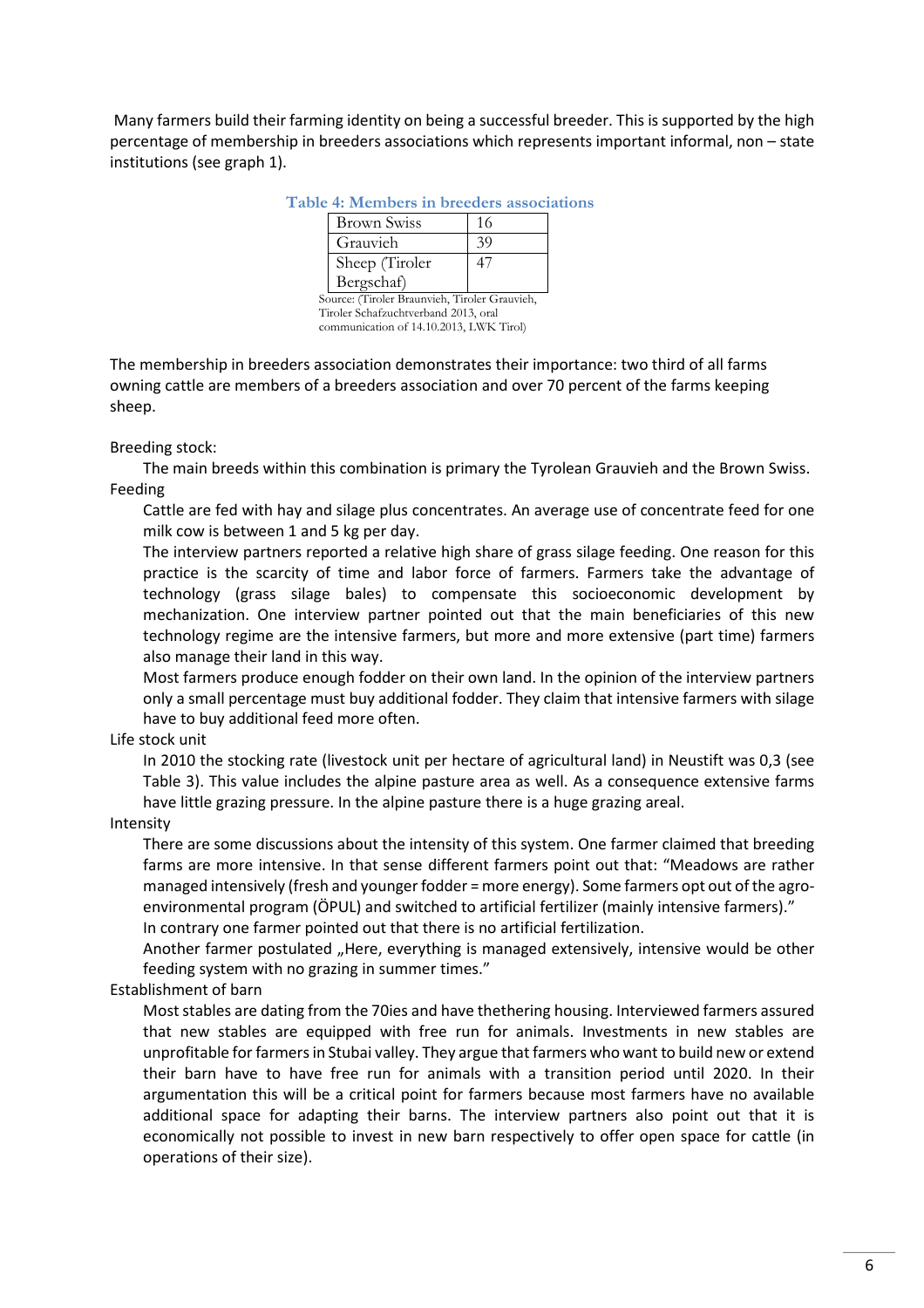Many farmers build their farming identity on being a successful breeder. This is supported by the high percentage of membership in breeders associations which represents important informal, non – state institutions (see graph 1).

**Table 4: Members in breeders associations**

| | |
|---|---|
| Brown Swiss | 16 |
| Grauvieh | 39 |
| Sheep (Tiroler Bergschaf) | 47 |

Source: (Tiroler Braunvieh, Tiroler Grauvieh, Tiroler Schafzuchtverband 2013, oral communication of 14.10.2013, LWK Tirol)

The membership in breeders association demonstrates their importance: two third of all farms owning cattle are members of a breeders association and over 70 percent of the farms keeping sheep.

Breeding stock:

The main breeds within this combination is primary the Tyrolean Grauvieh and the Brown Swiss.

Feeding

Cattle are fed with hay and silage plus concentrates. An average use of concentrate feed for one milk cow is between 1 and 5 kg per day.

The interview partners reported a relative high share of grass silage feeding. One reason for this practice is the scarcity of time and labor force of farmers. Farmers take the advantage of technology (grass silage bales) to compensate this socioeconomic development by mechanization. One interview partner pointed out that the main beneficiaries of this new technology regime are the intensive farmers, but more and more extensive (part time) farmers also manage their land in this way.

Most farmers produce enough fodder on their own land. In the opinion of the interview partners only a small percentage must buy additional fodder. They claim that intensive farmers with silage have to buy additional feed more often.

Life stock unit

In 2010 the stocking rate (livestock unit per hectare of agricultural land) in Neustift was 0,3 (see Table 3). This value includes the alpine pasture area as well. As a consequence extensive farms have little grazing pressure. In the alpine pasture there is a huge grazing areal.

Intensity

There are some discussions about the intensity of this system. One farmer claimed that breeding farms are more intensive. In that sense different farmers point out that: "Meadows are rather managed intensively (fresh and younger fodder = more energy). Some farmers opt out of the agro-environmental program (ÖPUL) and switched to artificial fertilizer (mainly intensive farmers)." In contrary one farmer pointed out that there is no artificial fertilization.

Another farmer postulated „Here, everything is managed extensively, intensive would be other feeding system with no grazing in summer times."

Establishment of barn

Most stables are dating from the 70ies and have thethering housing. Interviewed farmers assured that new stables are equipped with free run for animals. Investments in new stables are unprofitable for farmers in Stubai valley. They argue that farmers who want to build new or extend their barn have to have free run for animals with a transition period until 2020. In their argumentation this will be a critical point for farmers because most farmers have no available additional space for adapting their barns. The interview partners also point out that it is economically not possible to invest in new barn respectively to offer open space for cattle (in operations of their size).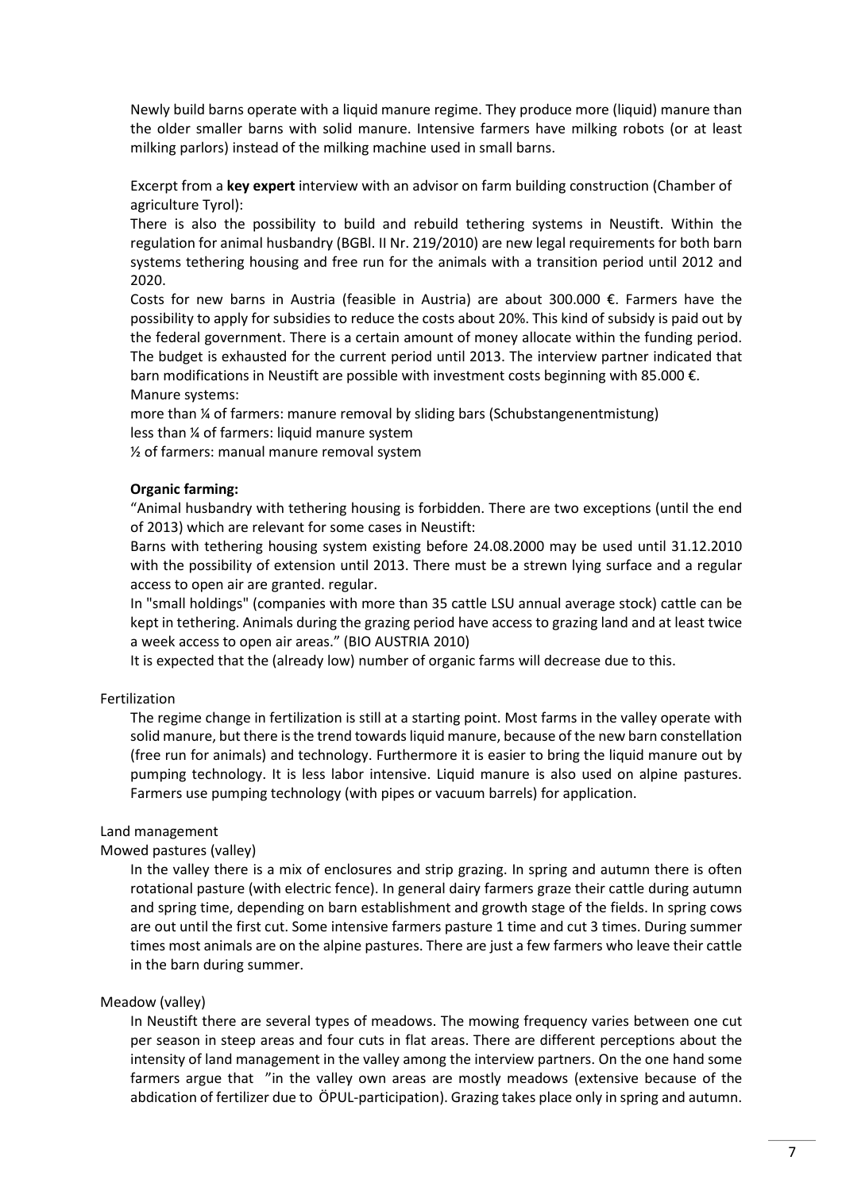Newly build barns operate with a liquid manure regime. They produce more (liquid) manure than the older smaller barns with solid manure. Intensive farmers have milking robots (or at least milking parlors) instead of the milking machine used in small barns.

Excerpt from a **key expert** interview with an advisor on farm building construction (Chamber of agriculture Tyrol):

There is also the possibility to build and rebuild tethering systems in Neustift. Within the regulation for animal husbandry (BGBl. II Nr. 219/2010) are new legal requirements for both barn systems tethering housing and free run for the animals with a transition period until 2012 and 2020.

Costs for new barns in Austria (feasible in Austria) are about 300.000 €. Farmers have the possibility to apply for subsidies to reduce the costs about 20%. This kind of subsidy is paid out by the federal government. There is a certain amount of money allocate within the funding period. The budget is exhausted for the current period until 2013. The interview partner indicated that barn modifications in Neustift are possible with investment costs beginning with 85.000 €.

Manure systems:

more than ¼ of farmers: manure removal by sliding bars (Schubstangenentmistung)

less than ¼ of farmers: liquid manure system

½ of farmers: manual manure removal system

**Organic farming:**

"Animal husbandry with tethering housing is forbidden. There are two exceptions (until the end of 2013) which are relevant for some cases in Neustift:

Barns with tethering housing system existing before 24.08.2000 may be used until 31.12.2010 with the possibility of extension until 2013. There must be a strewn lying surface and a regular access to open air are granted. regular.

In "small holdings" (companies with more than 35 cattle LSU annual average stock) cattle can be kept in tethering. Animals during the grazing period have access to grazing land and at least twice a week access to open air areas." (BIO AUSTRIA 2010)

It is expected that the (already low) number of organic farms will decrease due to this.

Fertilization

The regime change in fertilization is still at a starting point. Most farms in the valley operate with solid manure, but there is the trend towards liquid manure, because of the new barn constellation (free run for animals) and technology. Furthermore it is easier to bring the liquid manure out by pumping technology. It is less labor intensive. Liquid manure is also used on alpine pastures. Farmers use pumping technology (with pipes or vacuum barrels) for application.

Land management

Mowed pastures (valley)

In the valley there is a mix of enclosures and strip grazing. In spring and autumn there is often rotational pasture (with electric fence). In general dairy farmers graze their cattle during autumn and spring time, depending on barn establishment and growth stage of the fields. In spring cows are out until the first cut. Some intensive farmers pasture 1 time and cut 3 times. During summer times most animals are on the alpine pastures. There are just a few farmers who leave their cattle in the barn during summer.

Meadow (valley)

In Neustift there are several types of meadows. The mowing frequency varies between one cut per season in steep areas and four cuts in flat areas. There are different perceptions about the intensity of land management in the valley among the interview partners. On the one hand some farmers argue that "in the valley own areas are mostly meadows (extensive because of the abdication of fertilizer due to ÖPUL-participation). Grazing takes place only in spring and autumn.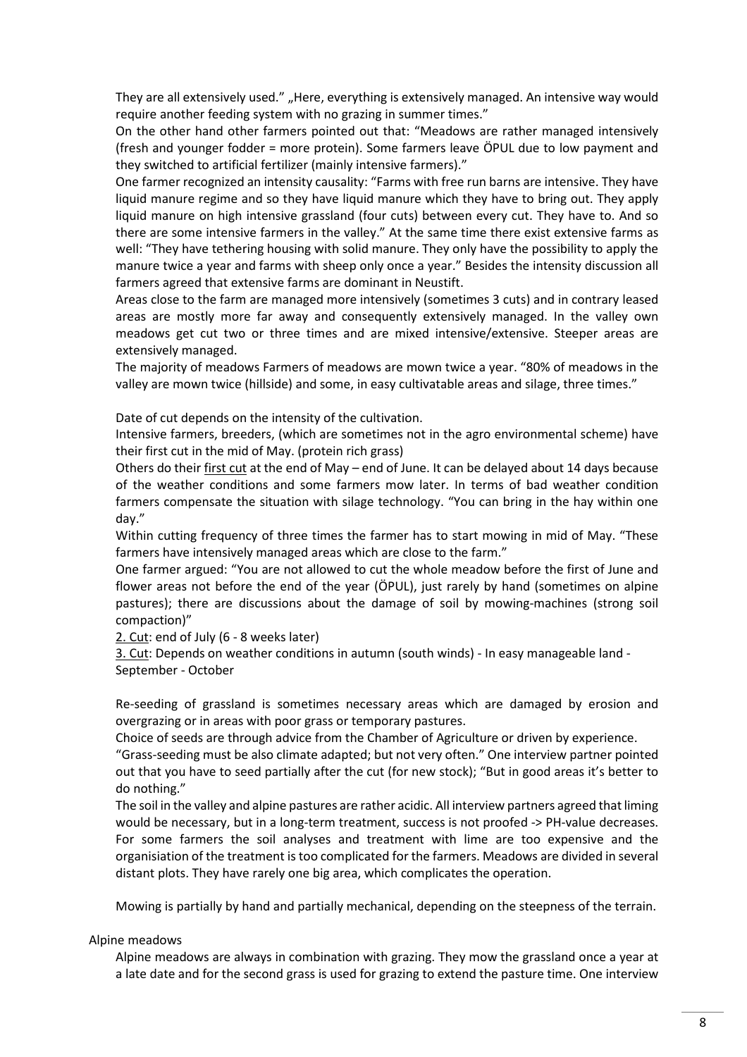They are all extensively used." „Here, everything is extensively managed. An intensive way would require another feeding system with no grazing in summer times."

On the other hand other farmers pointed out that: "Meadows are rather managed intensively (fresh and younger fodder = more protein). Some farmers leave ÖPUL due to low payment and they switched to artificial fertilizer (mainly intensive farmers)."

One farmer recognized an intensity causality: "Farms with free run barns are intensive. They have liquid manure regime and so they have liquid manure which they have to bring out. They apply liquid manure on high intensive grassland (four cuts) between every cut. They have to. And so there are some intensive farmers in the valley." At the same time there exist extensive farms as well: "They have tethering housing with solid manure. They only have the possibility to apply the manure twice a year and farms with sheep only once a year." Besides the intensity discussion all farmers agreed that extensive farms are dominant in Neustift.

Areas close to the farm are managed more intensively (sometimes 3 cuts) and in contrary leased areas are mostly more far away and consequently extensively managed. In the valley own meadows get cut two or three times and are mixed intensive/extensive. Steeper areas are extensively managed.

The majority of meadows Farmers of meadows are mown twice a year. "80% of meadows in the valley are mown twice (hillside) and some, in easy cultivatable areas and silage, three times."

Date of cut depends on the intensity of the cultivation.

Intensive farmers, breeders, (which are sometimes not in the agro environmental scheme) have their first cut in the mid of May. (protein rich grass)

Others do their <u>first cut</u> at the end of May – end of June. It can be delayed about 14 days because of the weather conditions and some farmers mow later. In terms of bad weather condition farmers compensate the situation with silage technology. "You can bring in the hay within one day."

Within cutting frequency of three times the farmer has to start mowing in mid of May. "These farmers have intensively managed areas which are close to the farm."

One farmer argued: "You are not allowed to cut the whole meadow before the first of June and flower areas not before the end of the year (ÖPUL), just rarely by hand (sometimes on alpine pastures); there are discussions about the damage of soil by mowing-machines (strong soil compaction)"

<u>2. Cut</u>: end of July (6 - 8 weeks later)

<u>3. Cut</u>: Depends on weather conditions in autumn (south winds) - In easy manageable land - September - October

Re-seeding of grassland is sometimes necessary areas which are damaged by erosion and overgrazing or in areas with poor grass or temporary pastures.

Choice of seeds are through advice from the Chamber of Agriculture or driven by experience.

"Grass-seeding must be also climate adapted; but not very often." One interview partner pointed out that you have to seed partially after the cut (for new stock); "But in good areas it's better to do nothing."

The soil in the valley and alpine pastures are rather acidic. All interview partners agreed that liming would be necessary, but in a long-term treatment, success is not proofed -> PH-value decreases. For some farmers the soil analyses and treatment with lime are too expensive and the organisiation of the treatment is too complicated for the farmers. Meadows are divided in several distant plots. They have rarely one big area, which complicates the operation.

Mowing is partially by hand and partially mechanical, depending on the steepness of the terrain.

Alpine meadows

Alpine meadows are always in combination with grazing. They mow the grassland once a year at a late date and for the second grass is used for grazing to extend the pasture time. One interview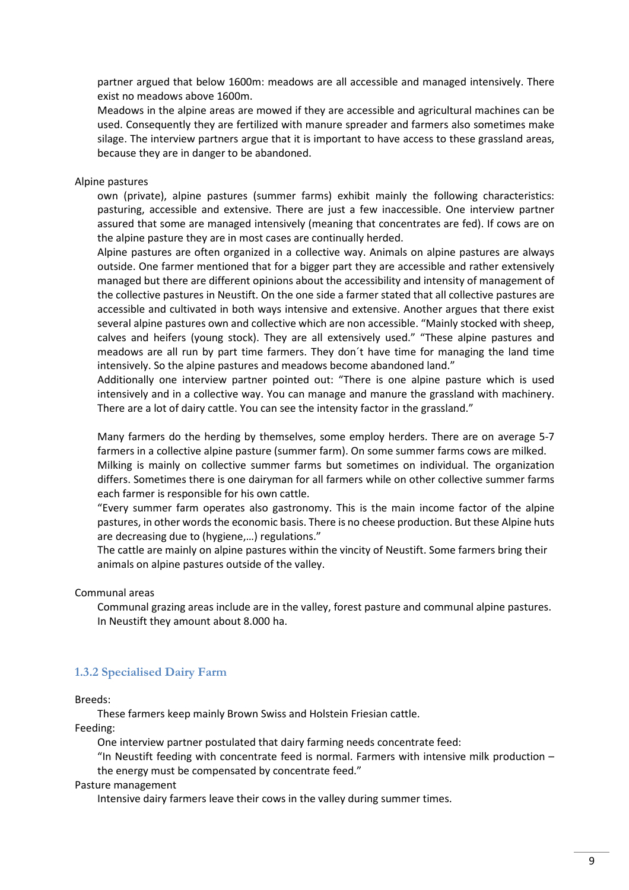partner argued that below 1600m: meadows are all accessible and managed intensively. There exist no meadows above 1600m.

Meadows in the alpine areas are mowed if they are accessible and agricultural machines can be used. Consequently they are fertilized with manure spreader and farmers also sometimes make silage. The interview partners argue that it is important to have access to these grassland areas, because they are in danger to be abandoned.

Alpine pastures

own (private), alpine pastures (summer farms) exhibit mainly the following characteristics: pasturing, accessible and extensive. There are just a few inaccessible. One interview partner assured that some are managed intensively (meaning that concentrates are fed). If cows are on the alpine pasture they are in most cases are continually herded.

Alpine pastures are often organized in a collective way. Animals on alpine pastures are always outside. One farmer mentioned that for a bigger part they are accessible and rather extensively managed but there are different opinions about the accessibility and intensity of management of the collective pastures in Neustift. On the one side a farmer stated that all collective pastures are accessible and cultivated in both ways intensive and extensive. Another argues that there exist several alpine pastures own and collective which are non accessible. "Mainly stocked with sheep, calves and heifers (young stock). They are all extensively used." "These alpine pastures and meadows are all run by part time farmers. They don´t have time for managing the land time intensively. So the alpine pastures and meadows become abandoned land."

Additionally one interview partner pointed out: "There is one alpine pasture which is used intensively and in a collective way. You can manage and manure the grassland with machinery. There are a lot of dairy cattle. You can see the intensity factor in the grassland."

Many farmers do the herding by themselves, some employ herders. There are on average 5-7 farmers in a collective alpine pasture (summer farm). On some summer farms cows are milked. Milking is mainly on collective summer farms but sometimes on individual. The organization differs. Sometimes there is one dairyman for all farmers while on other collective summer farms each farmer is responsible for his own cattle.

"Every summer farm operates also gastronomy. This is the main income factor of the alpine pastures, in other words the economic basis. There is no cheese production. But these Alpine huts are decreasing due to (hygiene,…) regulations."

The cattle are mainly on alpine pastures within the vincity of Neustift. Some farmers bring their animals on alpine pastures outside of the valley.

Communal areas

Communal grazing areas include are in the valley, forest pasture and communal alpine pastures. In Neustift they amount about 8.000 ha.

### 1.3.2 Specialised Dairy Farm

Breeds:

These farmers keep mainly Brown Swiss and Holstein Friesian cattle.

Feeding:

One interview partner postulated that dairy farming needs concentrate feed:

"In Neustift feeding with concentrate feed is normal. Farmers with intensive milk production – the energy must be compensated by concentrate feed."

Pasture management

Intensive dairy farmers leave their cows in the valley during summer times.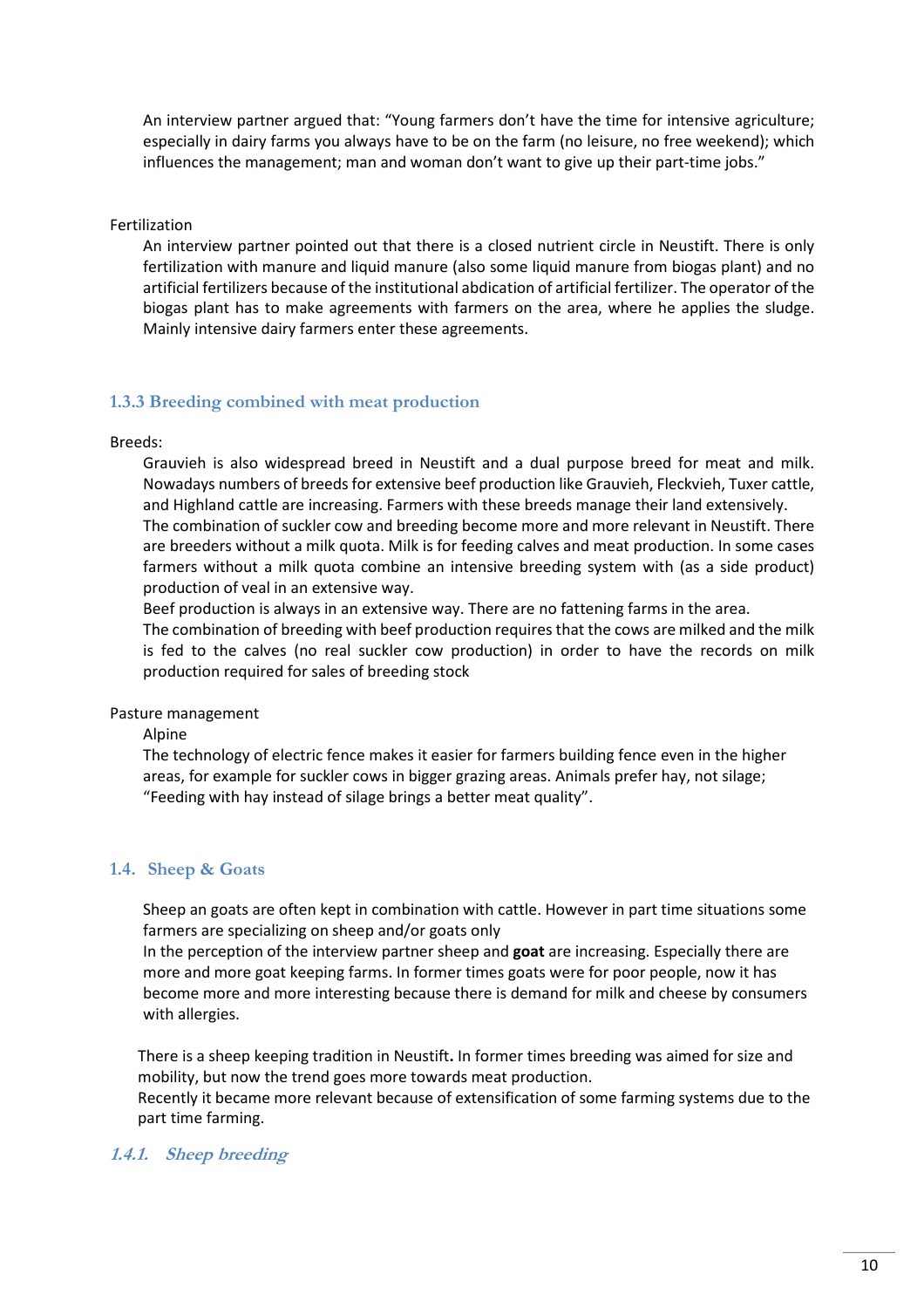An interview partner argued that: "Young farmers don't have the time for intensive agriculture; especially in dairy farms you always have to be on the farm (no leisure, no free weekend); which influences the management; man and woman don't want to give up their part-time jobs."

Fertilization

An interview partner pointed out that there is a closed nutrient circle in Neustift. There is only fertilization with manure and liquid manure (also some liquid manure from biogas plant) and no artificial fertilizers because of the institutional abdication of artificial fertilizer. The operator of the biogas plant has to make agreements with farmers on the area, where he applies the sludge. Mainly intensive dairy farmers enter these agreements.

### 1.3.3 Breeding combined with meat production

Breeds:

Grauvieh is also widespread breed in Neustift and a dual purpose breed for meat and milk. Nowadays numbers of breeds for extensive beef production like Grauvieh, Fleckvieh, Tuxer cattle, and Highland cattle are increasing. Farmers with these breeds manage their land extensively.
The combination of suckler cow and breeding become more and more relevant in Neustift. There are breeders without a milk quota. Milk is for feeding calves and meat production. In some cases farmers without a milk quota combine an intensive breeding system with (as a side product) production of veal in an extensive way.
Beef production is always in an extensive way. There are no fattening farms in the area.
The combination of breeding with beef production requires that the cows are milked and the milk is fed to the calves (no real suckler cow production) in order to have the records on milk production required for sales of breeding stock

Pasture management

Alpine

The technology of electric fence makes it easier for farmers building fence even in the higher areas, for example for suckler cows in bigger grazing areas. Animals prefer hay, not silage; "Feeding with hay instead of silage brings a better meat quality".

## 1.4. Sheep & Goats

Sheep an goats are often kept in combination with cattle. However in part time situations some farmers are specializing on sheep and/or goats only
In the perception of the interview partner sheep and **goat** are increasing. Especially there are more and more goat keeping farms. In former times goats were for poor people, now it has become more and more interesting because there is demand for milk and cheese by consumers with allergies.

There is a sheep keeping tradition in Neustift**.** In former times breeding was aimed for size and mobility, but now the trend goes more towards meat production.
Recently it became more relevant because of extensification of some farming systems due to the part time farming.

### *1.4.1. Sheep breeding*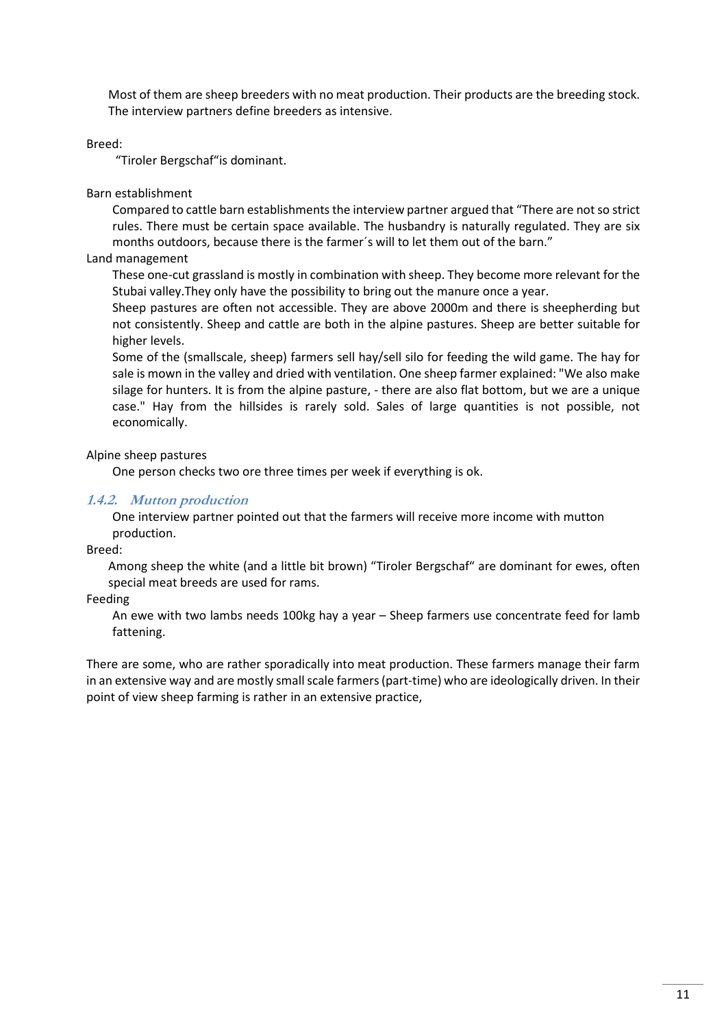Most of them are sheep breeders with no meat production. Their products are the breeding stock. The interview partners define breeders as intensive.

Breed:

"Tiroler Bergschaf"is dominant.

Barn establishment

Compared to cattle barn establishments the interview partner argued that "There are not so strict rules. There must be certain space available. The husbandry is naturally regulated. They are six months outdoors, because there is the farmer´s will to let them out of the barn."

Land management

These one-cut grassland is mostly in combination with sheep. They become more relevant for the Stubai valley.They only have the possibility to bring out the manure once a year.

Sheep pastures are often not accessible. They are above 2000m and there is sheepherding but not consistently. Sheep and cattle are both in the alpine pastures. Sheep are better suitable for higher levels.

Some of the (smallscale, sheep) farmers sell hay/sell silo for feeding the wild game. The hay for sale is mown in the valley and dried with ventilation. One sheep farmer explained: "We also make silage for hunters. It is from the alpine pasture, - there are also flat bottom, but we are a unique case." Hay from the hillsides is rarely sold. Sales of large quantities is not possible, not economically.

Alpine sheep pastures

One person checks two ore three times per week if everything is ok.

### *1.4.2. Mutton production*

One interview partner pointed out that the farmers will receive more income with mutton production.

Breed:

Among sheep the white (and a little bit brown) "Tiroler Bergschaf" are dominant for ewes, often special meat breeds are used for rams.

Feeding

An ewe with two lambs needs 100kg hay a year – Sheep farmers use concentrate feed for lamb fattening.

There are some, who are rather sporadically into meat production. These farmers manage their farm in an extensive way and are mostly small scale farmers (part-time) who are ideologically driven. In their point of view sheep farming is rather in an extensive practice,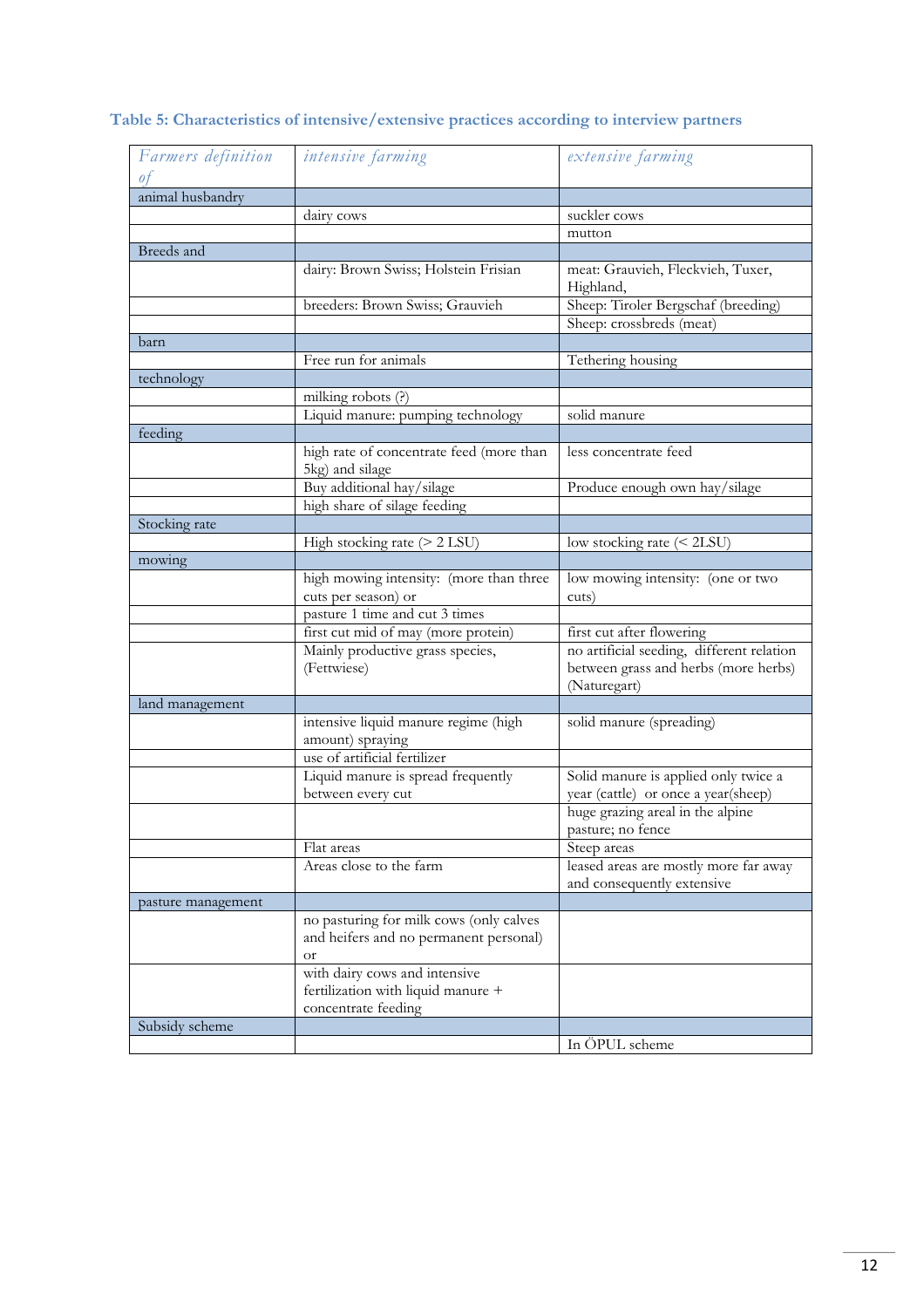**Table 5: Characteristics of intensive/extensive practices according to interview partners**

| *Farmers definition of* | *intensive farming* | *extensive farming* |
|---|---|---|
| animal husbandry | | |
| | dairy cows | suckler cows |
| | | mutton |
| Breeds and | | |
| | dairy: Brown Swiss; Holstein Frisian | meat: Grauvieh, Fleckvieh, Tuxer, Highland, |
| | breeders: Brown Swiss; Grauvieh | Sheep: Tiroler Bergschaf (breeding) |
| | | Sheep: crossbreds (meat) |
| barn | | |
| | Free run for animals | Tethering housing |
| technology | | |
| | milking robots (?) | |
| | Liquid manure: pumping technology | solid manure |
| feeding | | |
| | high rate of concentrate feed (more than 5kg) and silage | less concentrate feed |
| | Buy additional hay/silage | Produce enough own hay/silage |
| | high share of silage feeding | |
| Stocking rate | | |
| | High stocking rate (> 2 LSU) | low stocking rate (< 2LSU) |
| mowing | | |
| | high mowing intensity: (more than three cuts per season) or | low mowing intensity: (one or two cuts) |
| | pasture 1 time and cut 3 times | |
| | first cut mid of may (more protein) | first cut after flowering |
| | Mainly productive grass species, (Fettwiese) | no artificial seeding, different relation between grass and herbs (more herbs) (Naturegart) |
| land management | | |
| | intensive liquid manure regime (high amount) spraying | solid manure (spreading) |
| | use of artificial fertilizer | |
| | Liquid manure is spread frequently between every cut | Solid manure is applied only twice a year (cattle) or once a year(sheep) |
| | | huge grazing areal in the alpine pasture; no fence |
| | Flat areas | Steep areas |
| | Areas close to the farm | leased areas are mostly more far away and consequently extensive |
| pasture management | | |
| | no pasturing for milk cows (only calves and heifers and no permanent personal) or | |
| | with dairy cows and intensive fertilization with liquid manure + concentrate feeding | |
| Subsidy scheme | | |
| | | In ÖPUL scheme |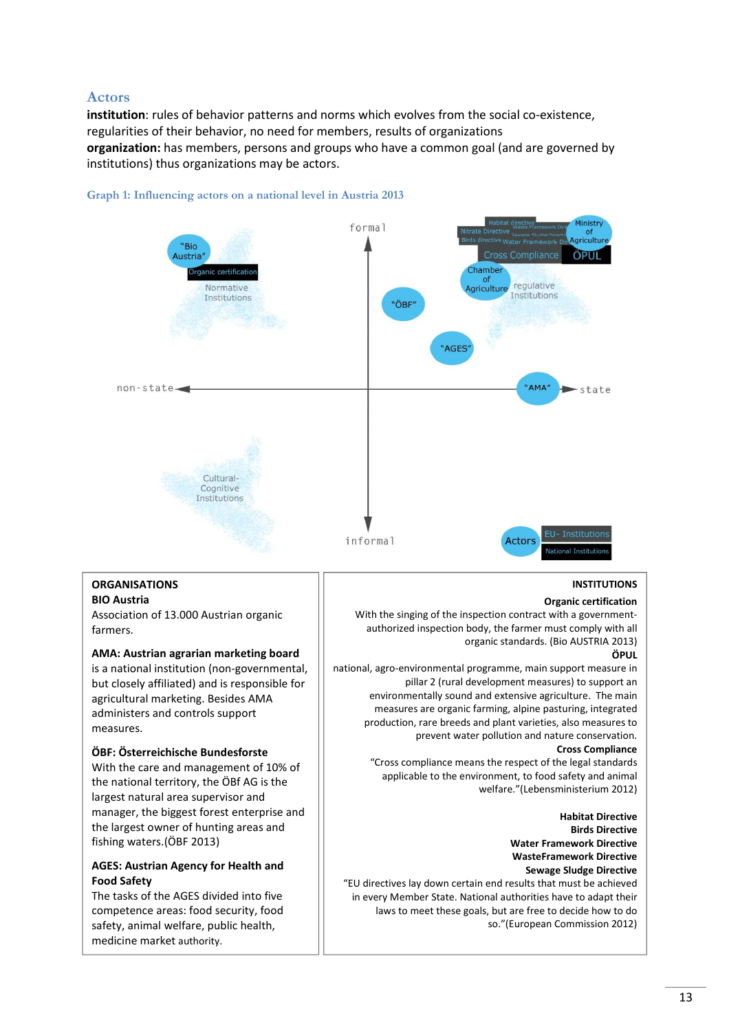## Actors

**institution**: rules of behavior patterns and norms which evolves from the social co-existence, regularities of their behavior, no need for members, results of organizations
**organization:** has members, persons and groups who have a common goal (and are governed by institutions) thus organizations may be actors.

Graph 1: Influencing actors on a national level in Austria 2013

formal

"Bio Austria"
Organic certification
Normative Institutions

Habitat directive
Nitrate Directive
Waste Framework Directive
Sewage Sludge Directive
Birds directive
Water Framework Directive
Ministry of Agriculture
Cross Compliance
ÖPUL
Chamber of Agriculture
regulative Institutions

"ÖBF"

"AGES"

non-state

"AMA"

state

Cultural-Cognitive Institutions

informal

Actors
EU- Institutions
National Institutions

| ORGANISATIONS | INSTITUTIONS |
|---|---|
| **BIO Austria**<br>Association of 13.000 Austrian organic farmers.<br><br>**AMA: Austrian agrarian marketing board**<br>is a national institution (non-governmental, but closely affiliated) and is responsible for agricultural marketing. Besides AMA administers and controls support measures.<br><br>**ÖBF: Österreichische Bundesforste**<br>With the care and management of 10% of the national territory, the ÖBf AG is the largest natural area supervisor and manager, the biggest forest enterprise and the largest owner of hunting areas and fishing waters.(ÖBF 2013)<br><br>**AGES: Austrian Agency for Health and Food Safety**<br>The tasks of the AGES divided into five competence areas: food security, food safety, animal welfare, public health, medicine market authority. | **Organic certification**<br>With the singing of the inspection contract with a government-authorized inspection body, the farmer must comply with all organic standards. (Bio AUSTRIA 2013)<br>**ÖPUL**<br>national, agro-environmental programme, main support measure in pillar 2 (rural development measures) to support an environmentally sound and extensive agriculture. The main measures are organic farming, alpine pasturing, integrated production, rare breeds and plant varieties, also measures to prevent water pollution and nature conservation.<br>**Cross Compliance**<br>"Cross compliance means the respect of the legal standards applicable to the environment, to food safety and animal welfare."(Lebensministerium 2012)<br><br>**Habitat Directive**<br>**Birds Directive**<br>**Water Framework Directive**<br>**WasteFramework Directive**<br>**Sewage Sludge Directive**<br>"EU directives lay down certain end results that must be achieved in every Member State. National authorities have to adapt their laws to meet these goals, but are free to decide how to do so."(European Commission 2012) |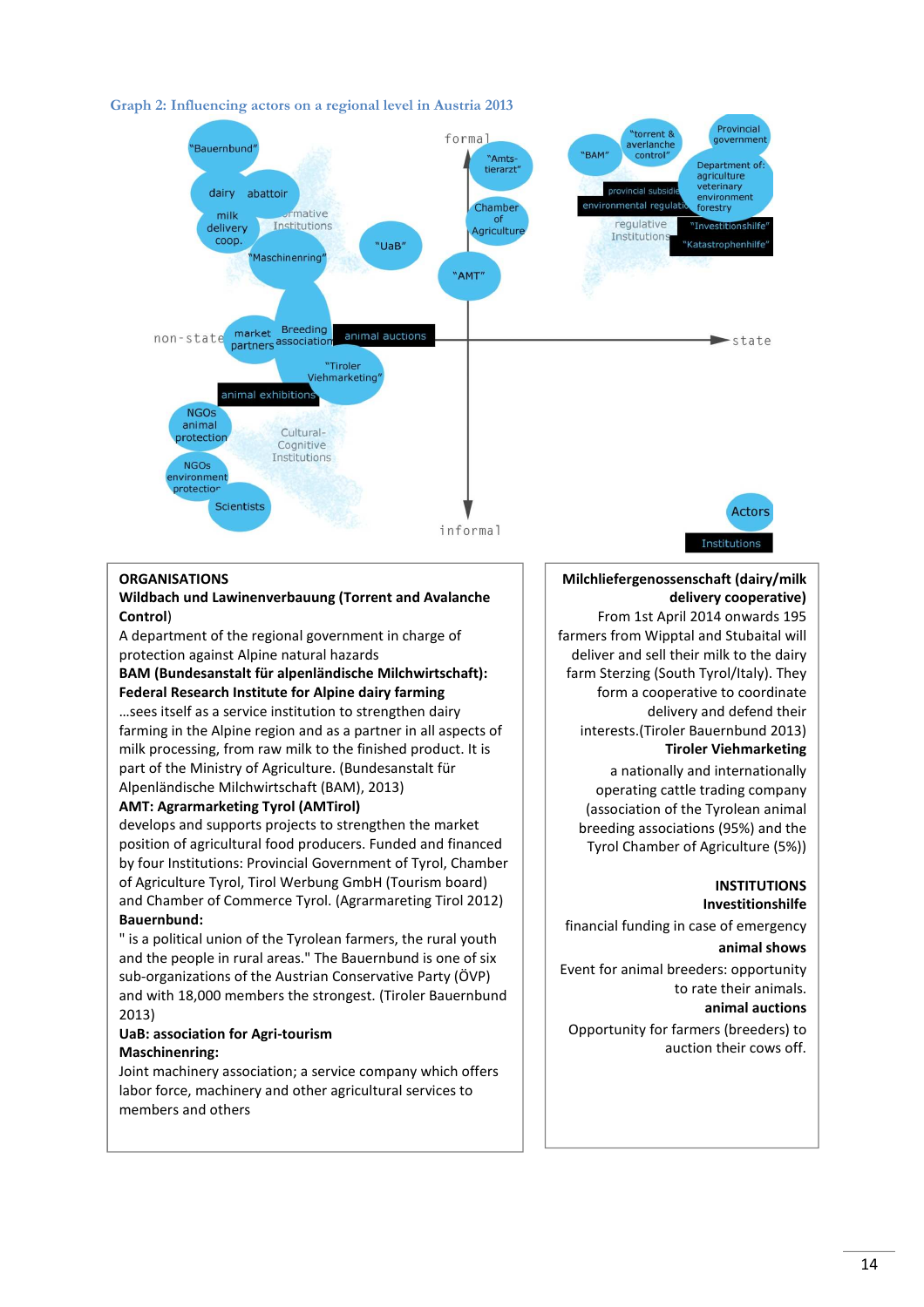Graph 2: Influencing actors on a regional level in Austria 2013

formal

informal

non-state

state

"Bauernbund"

dairy abattoir

milk delivery coop.

Normative Institutions

"Maschinenring"

"UaB"

"Amts-tierarzt"

Chamber of Agriculture

"AMT"

market partners

Breeding association

animal auctions

"Tiroler Viehmarketing"

animal exhibitions

NGOs animal protection

NGOs environment protection

Scientists

Cultural-Cognitive Institutions

"BAM"

"torrent & averlanche control"

Provincial government

Department of: agriculture veterinary environment forestry

provincial subsidies

environmental regulations

regulative Institutions

"Investitionshilfe"

"Katastrophenhilfe"

Actors

Institutions

**ORGANISATIONS**

**Wildbach und Lawinenverbauung (Torrent and Avalanche Control)**
A department of the regional government in charge of protection against Alpine natural hazards

**BAM (Bundesanstalt für alpenländische Milchwirtschaft): Federal Research Institute for Alpine dairy farming**
…sees itself as a service institution to strengthen dairy farming in the Alpine region and as a partner in all aspects of milk processing, from raw milk to the finished product. It is part of the Ministry of Agriculture. (Bundesanstalt für Alpenländische Milchwirtschaft (BAM), 2013)

**AMT: Agrarmarketing Tyrol (AMTirol)**
develops and supports projects to strengthen the market position of agricultural food producers. Funded and financed by four Institutions: Provincial Government of Tyrol, Chamber of Agriculture Tyrol, Tirol Werbung GmbH (Tourism board) and Chamber of Commerce Tyrol. (Agrarmareting Tirol 2012)

**Bauernbund:**
" is a political union of the Tyrolean farmers, the rural youth and the people in rural areas." The Bauernbund is one of six sub-organizations of the Austrian Conservative Party (ÖVP) and with 18,000 members the strongest. (Tiroler Bauernbund 2013)

**UaB: association for Agri-tourism**

**Maschinenring:**
Joint machinery association; a service company which offers labor force, machinery and other agricultural services to members and others

**Milchliefergenossenschaft (dairy/milk delivery cooperative)**
From 1st April 2014 onwards 195 farmers from Wipptal and Stubaital will deliver and sell their milk to the dairy farm Sterzing (South Tyrol/Italy). They form a cooperative to coordinate delivery and defend their interests.(Tiroler Bauernbund 2013)

**Tiroler Viehmarketing**
a nationally and internationally operating cattle trading company (association of the Tyrolean animal breeding associations (95%) and the Tyrol Chamber of Agriculture (5%))

**INSTITUTIONS**

**Investitionshilfe**
financial funding in case of emergency

**animal shows**
Event for animal breeders: opportunity to rate their animals.

**animal auctions**
Opportunity for farmers (breeders) to auction their cows off.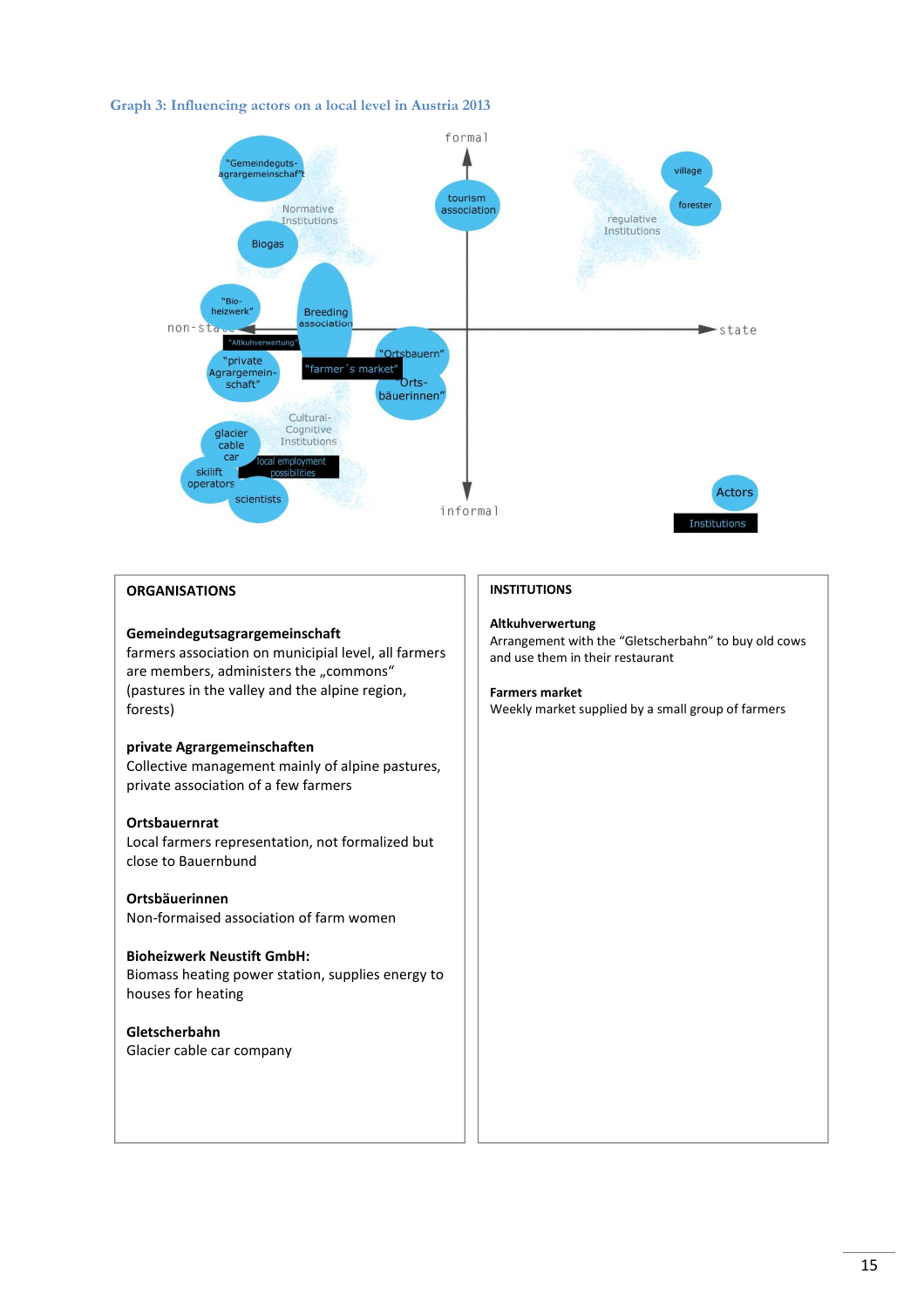**Graph 3: Influencing actors on a local level in Austria 2013**

## ORGANISATIONS

**Gemeindegutsagrargemeinschaft**
farmers association on municipial level, all farmers are members, administers the „commons“ (pastures in the valley and the alpine region, forests)

**private Agrargemeinschaften**
Collective management mainly of alpine pastures, private association of a few farmers

**Ortsbauernrat**
Local farmers representation, not formalized but close to Bauernbund

**Ortsbäuerinnen**
Non-formaised association of farm women

**Bioheizwerk Neustift GmbH:**
Biomass heating power station, supplies energy to houses for heating

**Gletscherbahn**
Glacier cable car company

## INSTITUTIONS

**Altkuhverwertung**
Arrangement with the “Gletscherbahn” to buy old cows and use them in their restaurant

**Farmers market**
Weekly market supplied by a small group of farmers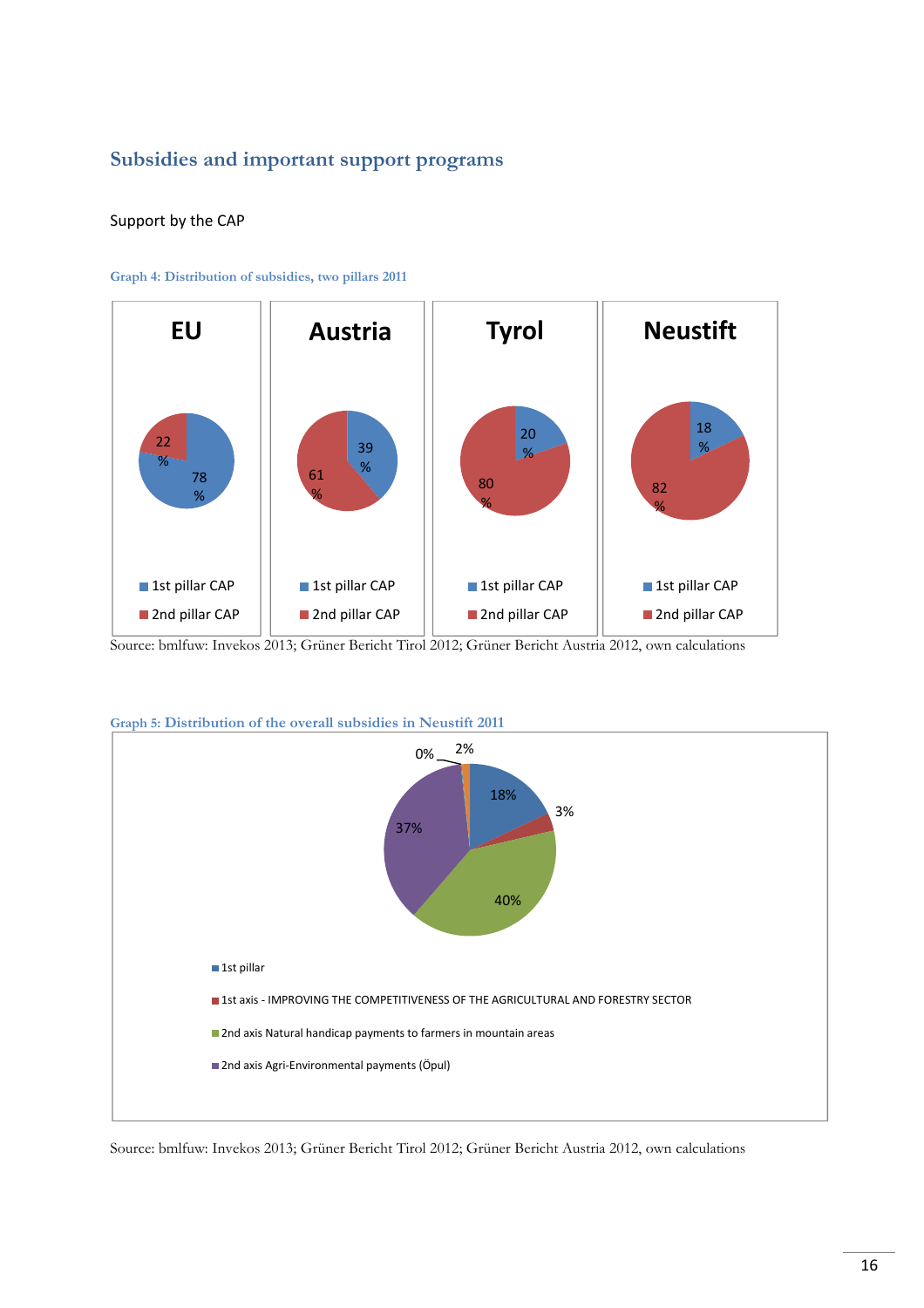## Subsidies and important support programs

Support by the CAP

Graph 4: Distribution of subsidies, two pillars 2011

| | EU | Austria | Tyrol | Neustift |
|---|---|---|---|---|
| 1st pillar CAP | 78 % | 39 % | 20 % | 18 % |
| 2nd pillar CAP | 22 % | 61 % | 80 % | 82 % |

Source: bmlfuw: Invekos 2013; Grüner Bericht Tirol 2012; Grüner Bericht Austria 2012, own calculations

Graph 5: Distribution of the overall subsidies in Neustift 2011

| Category | Share |
|---|---|
| 1st pillar | 18% |
| 1st axis - IMPROVING THE COMPETITIVENESS OF THE AGRICULTURAL AND FORESTRY SECTOR | 3% |
| 2nd axis Natural handicap payments to farmers in mountain areas | 40% |
| 2nd axis Agri-Environmental payments (Öpul) | 37% |
| (unlabelled) | 2% |
| (unlabelled) | 0% |

Source: bmlfuw: Invekos 2013; Grüner Bericht Tirol 2012; Grüner Bericht Austria 2012, own calculations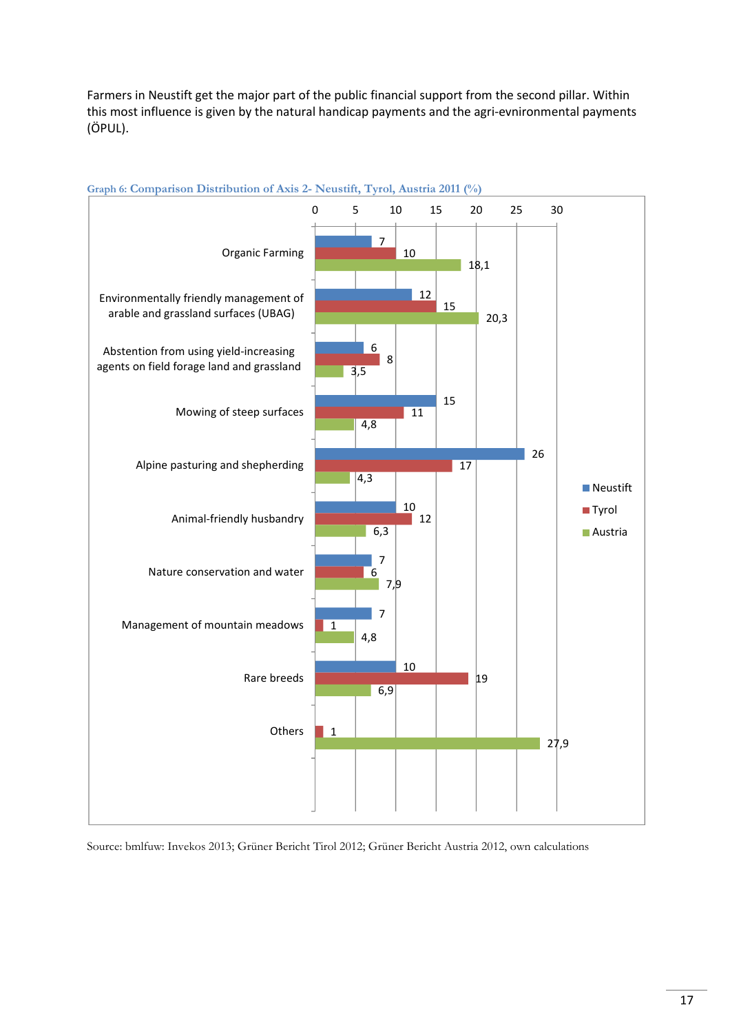Farmers in Neustift get the major part of the public financial support from the second pillar. Within this most influence is given by the natural handicap payments and the agri-evnironmental payments (ÖPUL).

Graph 6: Comparison Distribution of Axis 2- Neustift, Tyrol, Austria 2011 (%)

| | Neustift | Tyrol | Austria |
|---|---|---|---|
| Organic Farming | 7 | 10 | 18,1 |
| Environmentally friendly management of arable and grassland surfaces (UBAG) | 12 | 15 | 20,3 |
| Abstention from using yield-increasing agents on field forage land and grassland | 6 | 8 | 3,5 |
| Mowing of steep surfaces | 15 | 11 | 4,8 |
| Alpine pasturing and shepherding | 26 | 17 | 4,3 |
| Animal-friendly husbandry | 10 | 12 | 6,3 |
| Nature conservation and water | 7 | 6 | 7,9 |
| Management of mountain meadows | 7 | 1 | 4,8 |
| Rare breeds | 10 | 19 | 6,9 |
| Others | | 1 | 27,9 |

Source: bmlfuw: Invekos 2013; Grüner Bericht Tirol 2012; Grüner Bericht Austria 2012, own calculations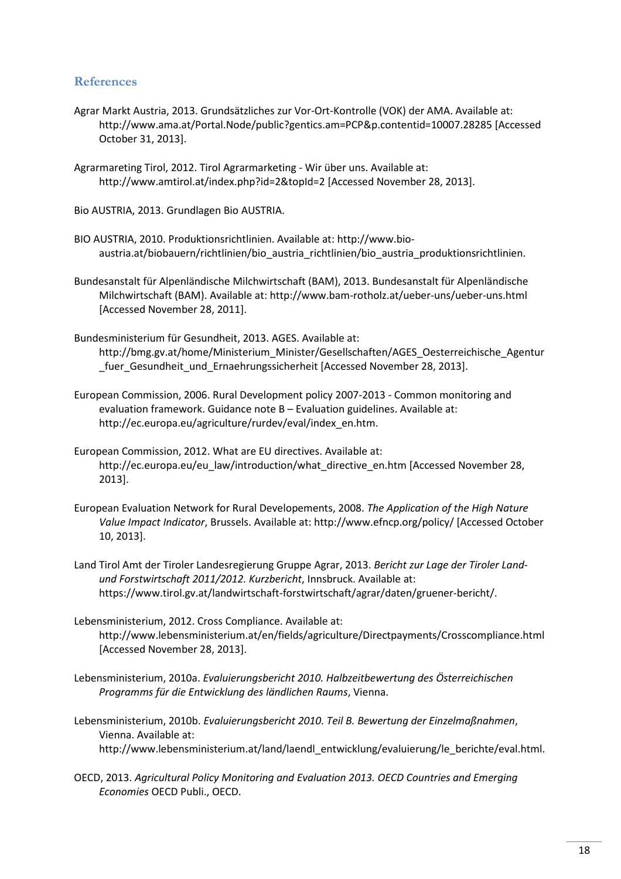## References

Agrar Markt Austria, 2013. Grundsätzliches zur Vor-Ort-Kontrolle (VOK) der AMA. Available at: http://www.ama.at/Portal.Node/public?gentics.am=PCP&p.contentid=10007.28285 [Accessed October 31, 2013].

Agrarmareting Tirol, 2012. Tirol Agrarmarketing - Wir über uns. Available at: http://www.amtirol.at/index.php?id=2&topId=2 [Accessed November 28, 2013].

Bio AUSTRIA, 2013. Grundlagen Bio AUSTRIA.

BIO AUSTRIA, 2010. Produktionsrichtlinien. Available at: http://www.bio-austria.at/biobauern/richtlinien/bio_austria_richtlinien/bio_austria_produktionsrichtlinien.

Bundesanstalt für Alpenländische Milchwirtschaft (BAM), 2013. Bundesanstalt für Alpenländische Milchwirtschaft (BAM). Available at: http://www.bam-rotholz.at/ueber-uns/ueber-uns.html [Accessed November 28, 2011].

Bundesministerium für Gesundheit, 2013. AGES. Available at: http://bmg.gv.at/home/Ministerium_Minister/Gesellschaften/AGES_Oesterreichische_Agentur_fuer_Gesundheit_und_Ernaehrungssicherheit [Accessed November 28, 2013].

European Commission, 2006. Rural Development policy 2007-2013 - Common monitoring and evaluation framework. Guidance note B – Evaluation guidelines. Available at: http://ec.europa.eu/agriculture/rurdev/eval/index_en.htm.

European Commission, 2012. What are EU directives. Available at: http://ec.europa.eu/eu_law/introduction/what_directive_en.htm [Accessed November 28, 2013].

European Evaluation Network for Rural Developements, 2008. *The Application of the High Nature Value Impact Indicator*, Brussels. Available at: http://www.efncp.org/policy/ [Accessed October 10, 2013].

Land Tirol Amt der Tiroler Landesregierung Gruppe Agrar, 2013. *Bericht zur Lage der Tiroler Land- und Forstwirtschaft 2011/2012. Kurzbericht*, Innsbruck. Available at: https://www.tirol.gv.at/landwirtschaft-forstwirtschaft/agrar/daten/gruener-bericht/.

Lebensministerium, 2012. Cross Compliance. Available at: http://www.lebensministerium.at/en/fields/agriculture/Directpayments/Crosscompliance.html [Accessed November 28, 2013].

Lebensministerium, 2010a. *Evaluierungsbericht 2010. Halbzeitbewertung des Österreichischen Programms für die Entwicklung des ländlichen Raums*, Vienna.

Lebensministerium, 2010b. *Evaluierungsbericht 2010. Teil B. Bewertung der Einzelmaßnahmen*, Vienna. Available at: http://www.lebensministerium.at/land/laendl_entwicklung/evaluierung/le_berichte/eval.html.

OECD, 2013. *Agricultural Policy Monitoring and Evaluation 2013. OECD Countries and Emerging Economies* OECD Publi., OECD.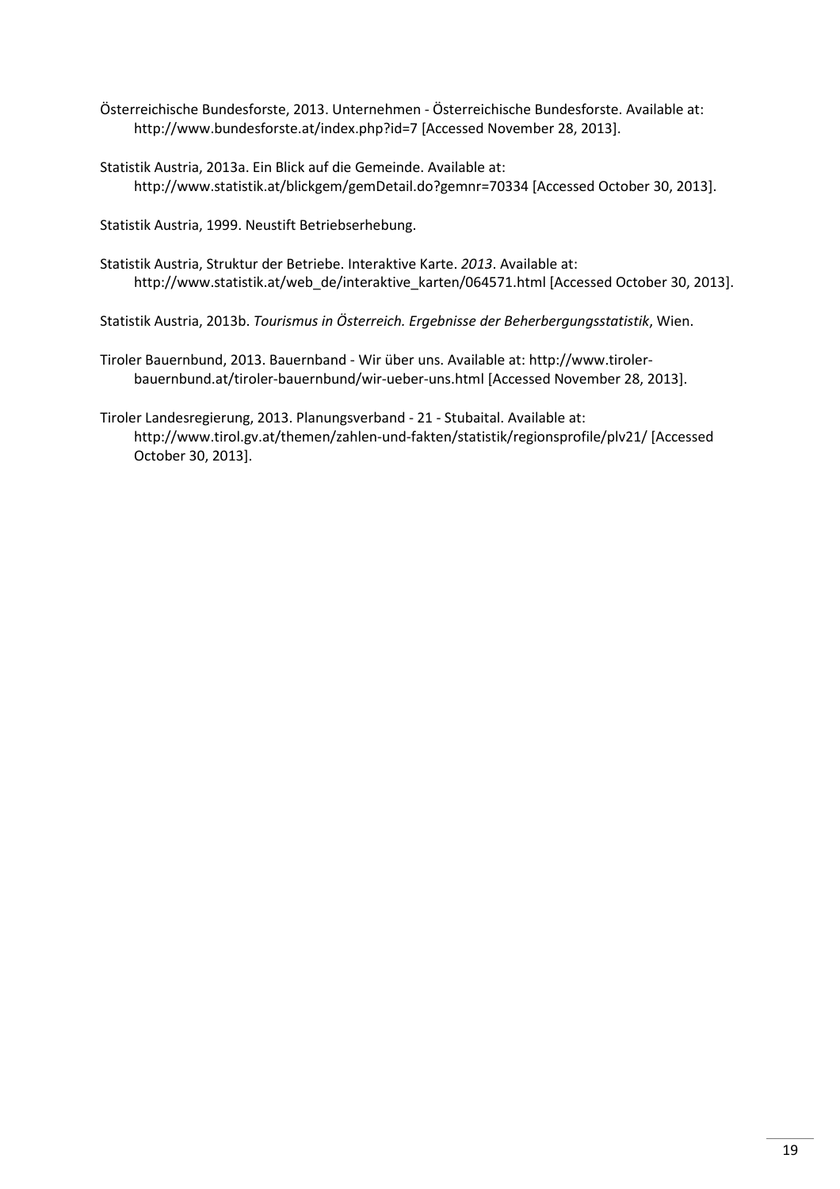Österreichische Bundesforste, 2013. Unternehmen - Österreichische Bundesforste. Available at: http://www.bundesforste.at/index.php?id=7 [Accessed November 28, 2013].

Statistik Austria, 2013a. Ein Blick auf die Gemeinde. Available at: http://www.statistik.at/blickgem/gemDetail.do?gemnr=70334 [Accessed October 30, 2013].

Statistik Austria, 1999. Neustift Betriebserhebung.

Statistik Austria, Struktur der Betriebe. Interaktive Karte. *2013*. Available at: http://www.statistik.at/web_de/interaktive_karten/064571.html [Accessed October 30, 2013].

Statistik Austria, 2013b. *Tourismus in Österreich. Ergebnisse der Beherbergungsstatistik*, Wien.

Tiroler Bauernbund, 2013. Bauernband - Wir über uns. Available at: http://www.tiroler-bauernbund.at/tiroler-bauernbund/wir-ueber-uns.html [Accessed November 28, 2013].

Tiroler Landesregierung, 2013. Planungsverband - 21 - Stubaital. Available at: http://www.tirol.gv.at/themen/zahlen-und-fakten/statistik/regionsprofile/plv21/ [Accessed October 30, 2013].